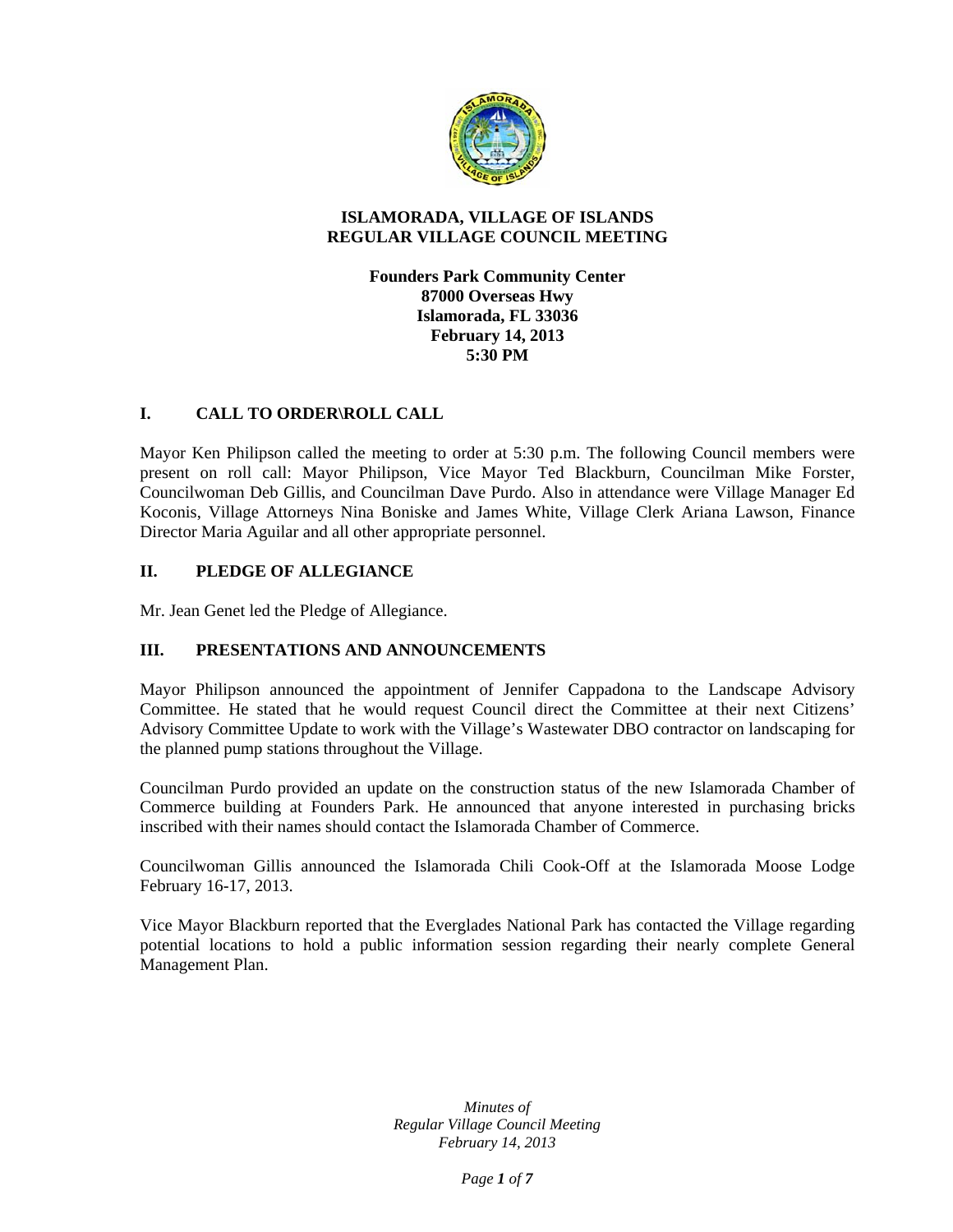# ISLAMORADA, VILLAGE OF ISLANDS
# REGULAR VILLAGE COUNCIL MEETING

**Founders Park Community Center**
**87000 Overseas Hwy**
**Islamorada, FL 33036**
**February 14, 2013**
**5:30 PM**

## I. CALL TO ORDER\ROLL CALL

Mayor Ken Philipson called the meeting to order at 5:30 p.m. The following Council members were present on roll call: Mayor Philipson, Vice Mayor Ted Blackburn, Councilman Mike Forster, Councilwoman Deb Gillis, and Councilman Dave Purdo. Also in attendance were Village Manager Ed Koconis, Village Attorneys Nina Boniske and James White, Village Clerk Ariana Lawson, Finance Director Maria Aguilar and all other appropriate personnel.

## II. PLEDGE OF ALLEGIANCE

Mr. Jean Genet led the Pledge of Allegiance.

## III. PRESENTATIONS AND ANNOUNCEMENTS

Mayor Philipson announced the appointment of Jennifer Cappadona to the Landscape Advisory Committee. He stated that he would request Council direct the Committee at their next Citizens' Advisory Committee Update to work with the Village's Wastewater DBO contractor on landscaping for the planned pump stations throughout the Village.

Councilman Purdo provided an update on the construction status of the new Islamorada Chamber of Commerce building at Founders Park. He announced that anyone interested in purchasing bricks inscribed with their names should contact the Islamorada Chamber of Commerce.

Councilwoman Gillis announced the Islamorada Chili Cook-Off at the Islamorada Moose Lodge February 16-17, 2013.

Vice Mayor Blackburn reported that the Everglades National Park has contacted the Village regarding potential locations to hold a public information session regarding their nearly complete General Management Plan.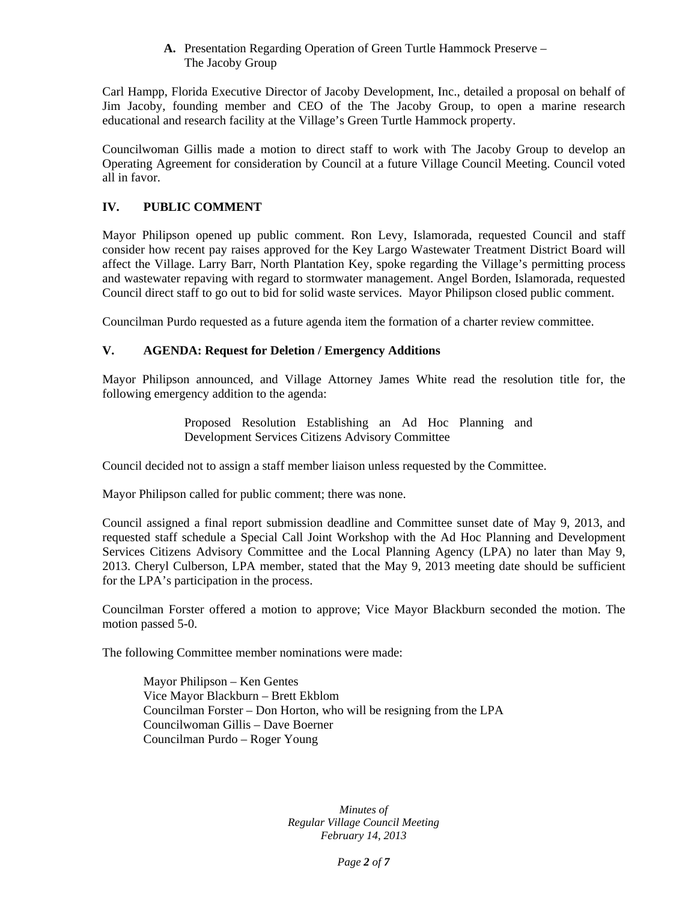**A.** Presentation Regarding Operation of Green Turtle Hammock Preserve – The Jacoby Group

Carl Hampp, Florida Executive Director of Jacoby Development, Inc., detailed a proposal on behalf of Jim Jacoby, founding member and CEO of the The Jacoby Group, to open a marine research educational and research facility at the Village's Green Turtle Hammock property.

Councilwoman Gillis made a motion to direct staff to work with The Jacoby Group to develop an Operating Agreement for consideration by Council at a future Village Council Meeting. Council voted all in favor.

## IV. PUBLIC COMMENT

Mayor Philipson opened up public comment. Ron Levy, Islamorada, requested Council and staff consider how recent pay raises approved for the Key Largo Wastewater Treatment District Board will affect the Village. Larry Barr, North Plantation Key, spoke regarding the Village's permitting process and wastewater repaving with regard to stormwater management. Angel Borden, Islamorada, requested Council direct staff to go out to bid for solid waste services. Mayor Philipson closed public comment.

Councilman Purdo requested as a future agenda item the formation of a charter review committee.

## V. AGENDA: Request for Deletion / Emergency Additions

Mayor Philipson announced, and Village Attorney James White read the resolution title for, the following emergency addition to the agenda:

> Proposed Resolution Establishing an Ad Hoc Planning and Development Services Citizens Advisory Committee

Council decided not to assign a staff member liaison unless requested by the Committee.

Mayor Philipson called for public comment; there was none.

Council assigned a final report submission deadline and Committee sunset date of May 9, 2013, and requested staff schedule a Special Call Joint Workshop with the Ad Hoc Planning and Development Services Citizens Advisory Committee and the Local Planning Agency (LPA) no later than May 9, 2013. Cheryl Culberson, LPA member, stated that the May 9, 2013 meeting date should be sufficient for the LPA's participation in the process.

Councilman Forster offered a motion to approve; Vice Mayor Blackburn seconded the motion. The motion passed 5-0.

The following Committee member nominations were made:

Mayor Philipson – Ken Gentes
Vice Mayor Blackburn – Brett Ekblom
Councilman Forster – Don Horton, who will be resigning from the LPA
Councilwoman Gillis – Dave Boerner
Councilman Purdo – Roger Young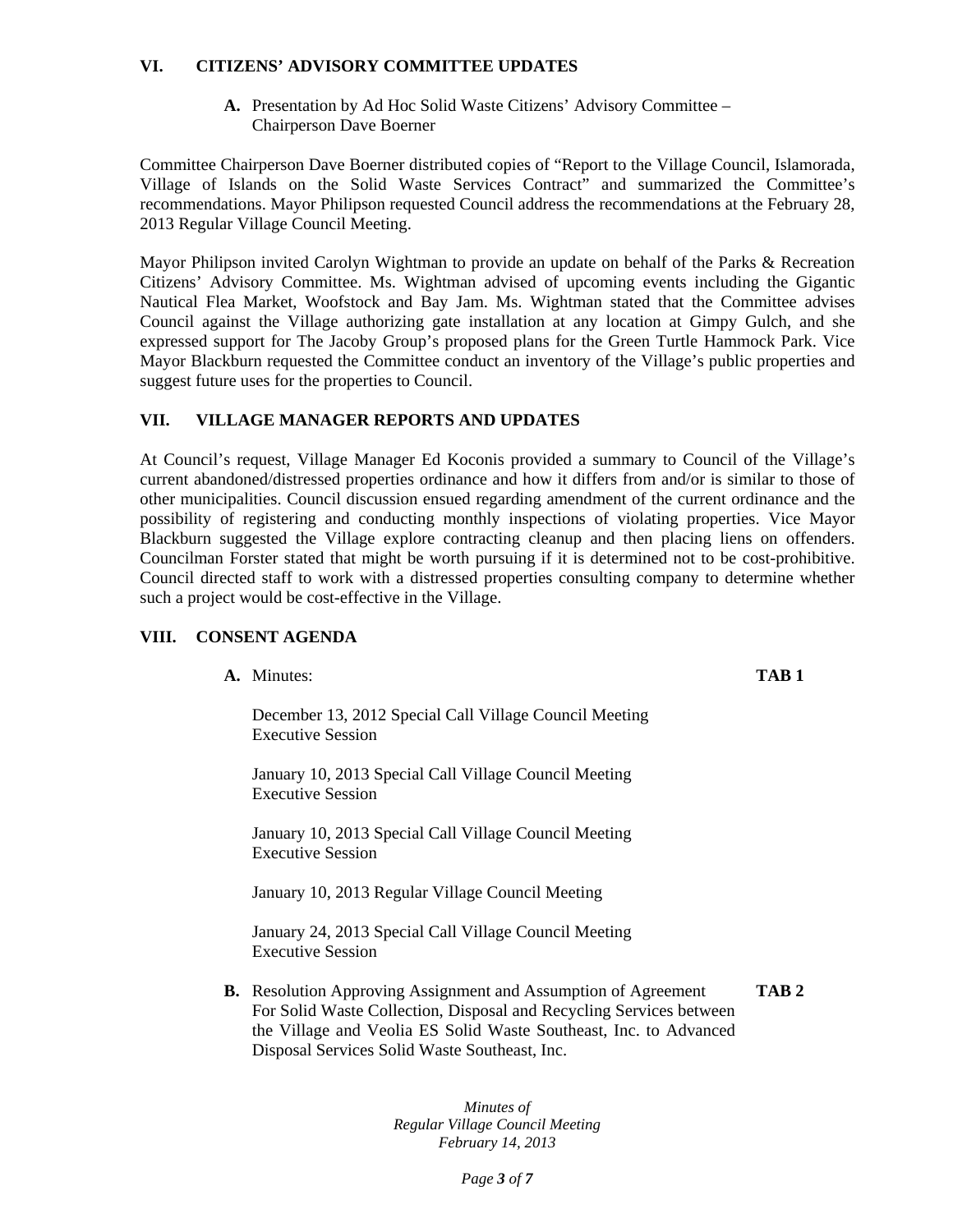## VI. CITIZENS' ADVISORY COMMITTEE UPDATES

**A.** Presentation by Ad Hoc Solid Waste Citizens' Advisory Committee – Chairperson Dave Boerner

Committee Chairperson Dave Boerner distributed copies of "Report to the Village Council, Islamorada, Village of Islands on the Solid Waste Services Contract" and summarized the Committee's recommendations. Mayor Philipson requested Council address the recommendations at the February 28, 2013 Regular Village Council Meeting.

Mayor Philipson invited Carolyn Wightman to provide an update on behalf of the Parks & Recreation Citizens' Advisory Committee. Ms. Wightman advised of upcoming events including the Gigantic Nautical Flea Market, Woofstock and Bay Jam. Ms. Wightman stated that the Committee advises Council against the Village authorizing gate installation at any location at Gimpy Gulch, and she expressed support for The Jacoby Group's proposed plans for the Green Turtle Hammock Park. Vice Mayor Blackburn requested the Committee conduct an inventory of the Village's public properties and suggest future uses for the properties to Council.

## VII. VILLAGE MANAGER REPORTS AND UPDATES

At Council's request, Village Manager Ed Koconis provided a summary to Council of the Village's current abandoned/distressed properties ordinance and how it differs from and/or is similar to those of other municipalities. Council discussion ensued regarding amendment of the current ordinance and the possibility of registering and conducting monthly inspections of violating properties. Vice Mayor Blackburn suggested the Village explore contracting cleanup and then placing liens on offenders. Councilman Forster stated that might be worth pursuing if it is determined not to be cost-prohibitive. Council directed staff to work with a distressed properties consulting company to determine whether such a project would be cost-effective in the Village.

## VIII. CONSENT AGENDA

**A.** Minutes: **TAB 1**

December 13, 2012 Special Call Village Council Meeting
Executive Session

January 10, 2013 Special Call Village Council Meeting
Executive Session

January 10, 2013 Special Call Village Council Meeting
Executive Session

January 10, 2013 Regular Village Council Meeting

January 24, 2013 Special Call Village Council Meeting
Executive Session

**B.** Resolution Approving Assignment and Assumption of Agreement For Solid Waste Collection, Disposal and Recycling Services between the Village and Veolia ES Solid Waste Southeast, Inc. to Advanced Disposal Services Solid Waste Southeast, Inc. **TAB 2**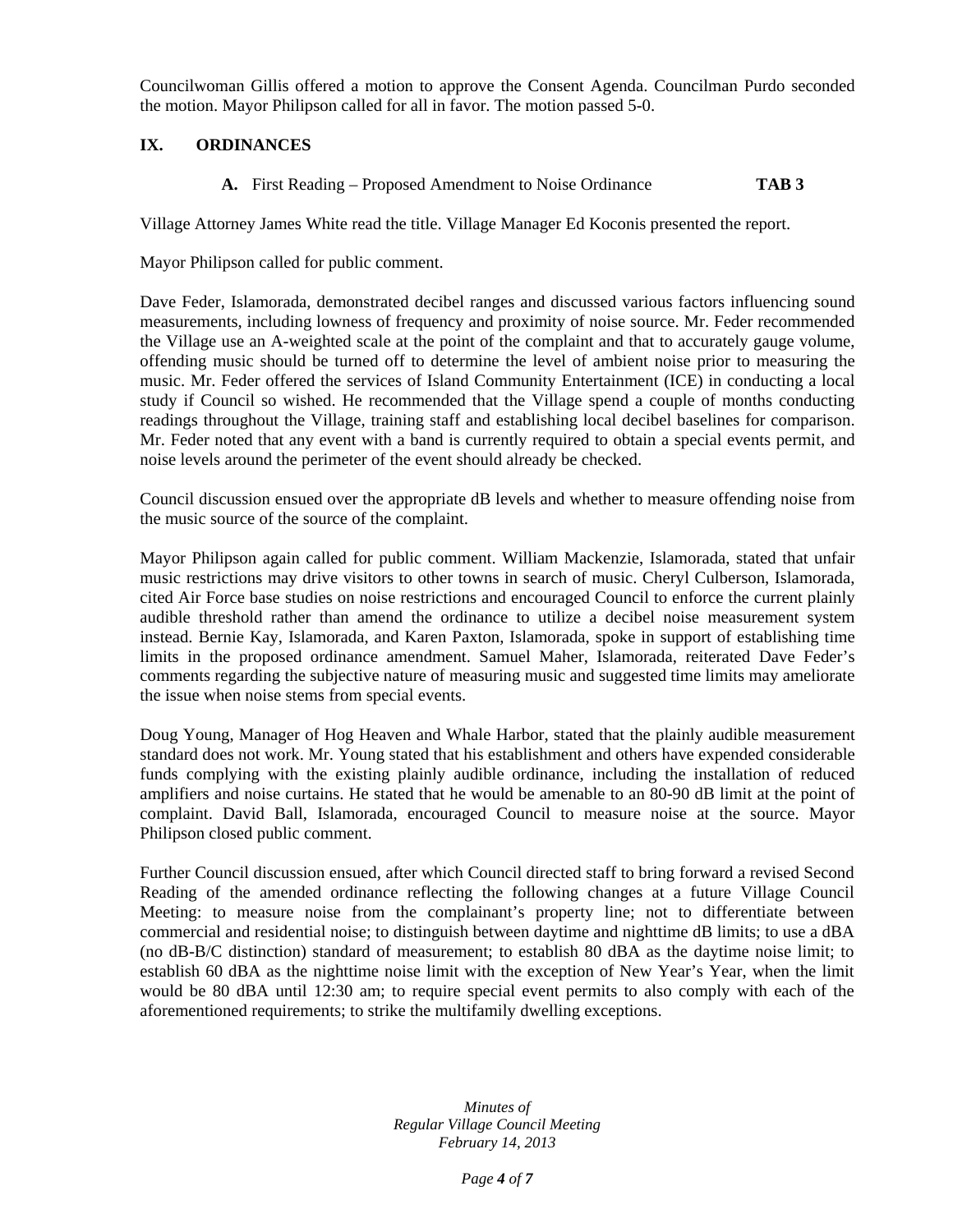Councilwoman Gillis offered a motion to approve the Consent Agenda. Councilman Purdo seconded the motion. Mayor Philipson called for all in favor. The motion passed 5-0.

## IX. ORDINANCES

**A.** First Reading – Proposed Amendment to Noise Ordinance **TAB 3**

Village Attorney James White read the title. Village Manager Ed Koconis presented the report.

Mayor Philipson called for public comment.

Dave Feder, Islamorada, demonstrated decibel ranges and discussed various factors influencing sound measurements, including lowness of frequency and proximity of noise source. Mr. Feder recommended the Village use an A-weighted scale at the point of the complaint and that to accurately gauge volume, offending music should be turned off to determine the level of ambient noise prior to measuring the music. Mr. Feder offered the services of Island Community Entertainment (ICE) in conducting a local study if Council so wished. He recommended that the Village spend a couple of months conducting readings throughout the Village, training staff and establishing local decibel baselines for comparison. Mr. Feder noted that any event with a band is currently required to obtain a special events permit, and noise levels around the perimeter of the event should already be checked.

Council discussion ensued over the appropriate dB levels and whether to measure offending noise from the music source of the source of the complaint.

Mayor Philipson again called for public comment. William Mackenzie, Islamorada, stated that unfair music restrictions may drive visitors to other towns in search of music. Cheryl Culberson, Islamorada, cited Air Force base studies on noise restrictions and encouraged Council to enforce the current plainly audible threshold rather than amend the ordinance to utilize a decibel noise measurement system instead. Bernie Kay, Islamorada, and Karen Paxton, Islamorada, spoke in support of establishing time limits in the proposed ordinance amendment. Samuel Maher, Islamorada, reiterated Dave Feder's comments regarding the subjective nature of measuring music and suggested time limits may ameliorate the issue when noise stems from special events.

Doug Young, Manager of Hog Heaven and Whale Harbor, stated that the plainly audible measurement standard does not work. Mr. Young stated that his establishment and others have expended considerable funds complying with the existing plainly audible ordinance, including the installation of reduced amplifiers and noise curtains. He stated that he would be amenable to an 80-90 dB limit at the point of complaint. David Ball, Islamorada, encouraged Council to measure noise at the source. Mayor Philipson closed public comment.

Further Council discussion ensued, after which Council directed staff to bring forward a revised Second Reading of the amended ordinance reflecting the following changes at a future Village Council Meeting: to measure noise from the complainant's property line; not to differentiate between commercial and residential noise; to distinguish between daytime and nighttime dB limits; to use a dBA (no dB-B/C distinction) standard of measurement; to establish 80 dBA as the daytime noise limit; to establish 60 dBA as the nighttime noise limit with the exception of New Year's Year, when the limit would be 80 dBA until 12:30 am; to require special event permits to also comply with each of the aforementioned requirements; to strike the multifamily dwelling exceptions.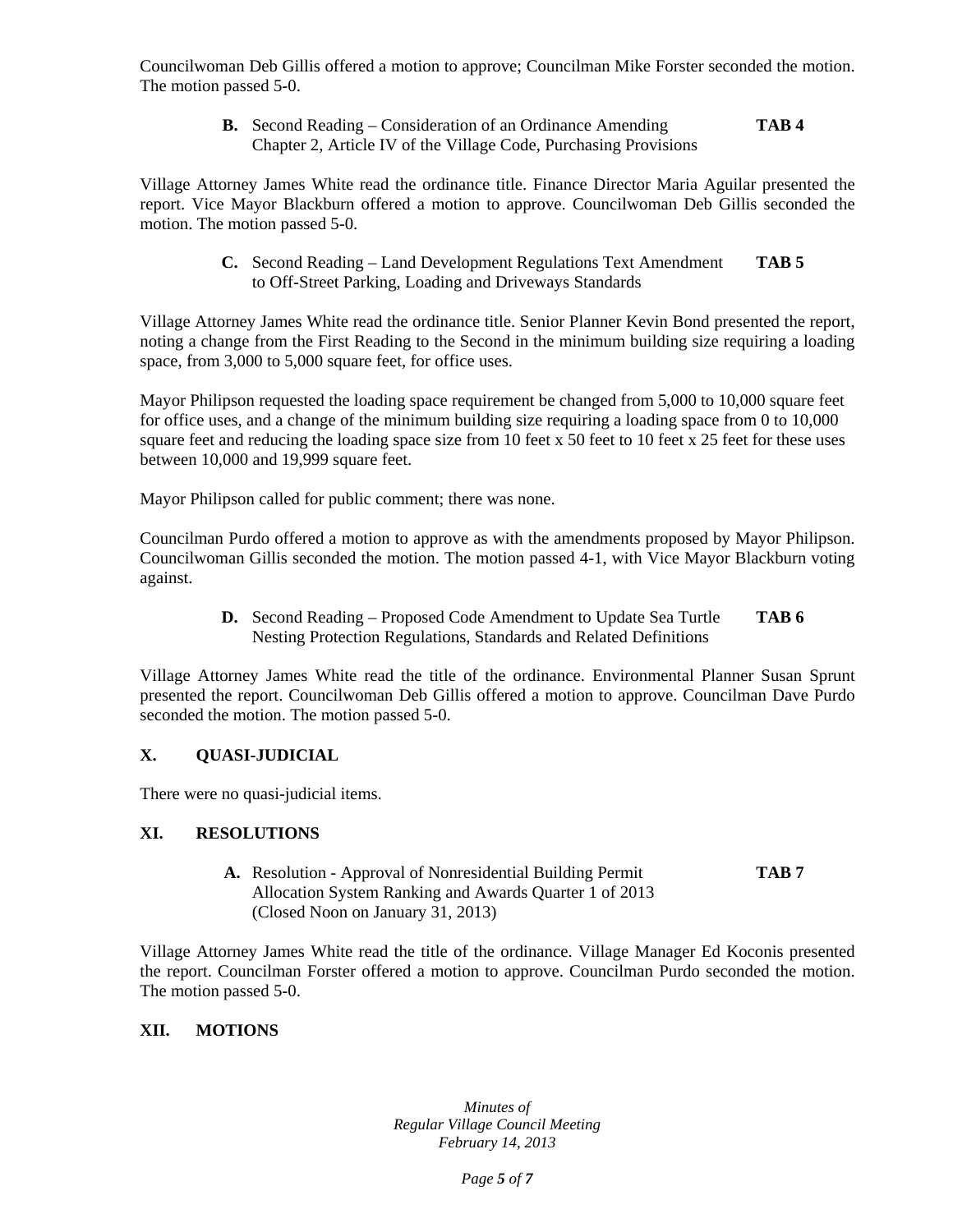Councilwoman Deb Gillis offered a motion to approve; Councilman Mike Forster seconded the motion. The motion passed 5-0.

**B.** Second Reading – Consideration of an Ordinance Amending Chapter 2, Article IV of the Village Code, Purchasing Provisions **TAB 4**

Village Attorney James White read the ordinance title. Finance Director Maria Aguilar presented the report. Vice Mayor Blackburn offered a motion to approve. Councilwoman Deb Gillis seconded the motion. The motion passed 5-0.

**C.** Second Reading – Land Development Regulations Text Amendment to Off-Street Parking, Loading and Driveways Standards **TAB 5**

Village Attorney James White read the ordinance title. Senior Planner Kevin Bond presented the report, noting a change from the First Reading to the Second in the minimum building size requiring a loading space, from 3,000 to 5,000 square feet, for office uses.

Mayor Philipson requested the loading space requirement be changed from 5,000 to 10,000 square feet for office uses, and a change of the minimum building size requiring a loading space from 0 to 10,000 square feet and reducing the loading space size from 10 feet x 50 feet to 10 feet x 25 feet for these uses between 10,000 and 19,999 square feet.

Mayor Philipson called for public comment; there was none.

Councilman Purdo offered a motion to approve as with the amendments proposed by Mayor Philipson. Councilwoman Gillis seconded the motion. The motion passed 4-1, with Vice Mayor Blackburn voting against.

**D.** Second Reading – Proposed Code Amendment to Update Sea Turtle Nesting Protection Regulations, Standards and Related Definitions **TAB 6**

Village Attorney James White read the title of the ordinance. Environmental Planner Susan Sprunt presented the report. Councilwoman Deb Gillis offered a motion to approve. Councilman Dave Purdo seconded the motion. The motion passed 5-0.

## X. QUASI-JUDICIAL

There were no quasi-judicial items.

## XI. RESOLUTIONS

**A.** Resolution - Approval of Nonresidential Building Permit Allocation System Ranking and Awards Quarter 1 of 2013 (Closed Noon on January 31, 2013) **TAB 7**

Village Attorney James White read the title of the ordinance. Village Manager Ed Koconis presented the report. Councilman Forster offered a motion to approve. Councilman Purdo seconded the motion. The motion passed 5-0.

## XII. MOTIONS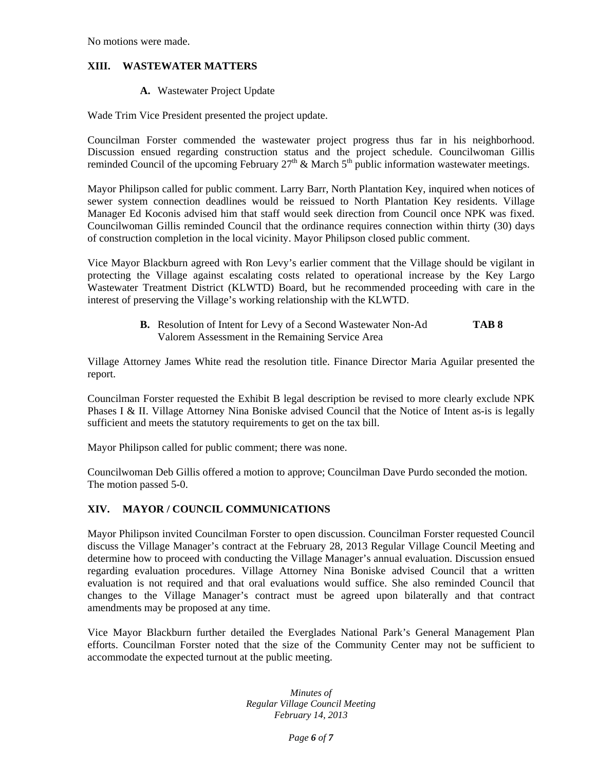No motions were made.

## XIII. WASTEWATER MATTERS

**A.** Wastewater Project Update

Wade Trim Vice President presented the project update.

Councilman Forster commended the wastewater project progress thus far in his neighborhood. Discussion ensued regarding construction status and the project schedule. Councilwoman Gillis reminded Council of the upcoming February 27th & March 5th public information wastewater meetings.

Mayor Philipson called for public comment. Larry Barr, North Plantation Key, inquired when notices of sewer system connection deadlines would be reissued to North Plantation Key residents. Village Manager Ed Koconis advised him that staff would seek direction from Council once NPK was fixed. Councilwoman Gillis reminded Council that the ordinance requires connection within thirty (30) days of construction completion in the local vicinity. Mayor Philipson closed public comment.

Vice Mayor Blackburn agreed with Ron Levy's earlier comment that the Village should be vigilant in protecting the Village against escalating costs related to operational increase by the Key Largo Wastewater Treatment District (KLWTD) Board, but he recommended proceeding with care in the interest of preserving the Village's working relationship with the KLWTD.

**B.** Resolution of Intent for Levy of a Second Wastewater Non-Ad Valorem Assessment in the Remaining Service Area **TAB 8**

Village Attorney James White read the resolution title. Finance Director Maria Aguilar presented the report.

Councilman Forster requested the Exhibit B legal description be revised to more clearly exclude NPK Phases I & II. Village Attorney Nina Boniske advised Council that the Notice of Intent as-is is legally sufficient and meets the statutory requirements to get on the tax bill.

Mayor Philipson called for public comment; there was none.

Councilwoman Deb Gillis offered a motion to approve; Councilman Dave Purdo seconded the motion. The motion passed 5-0.

## XIV. MAYOR / COUNCIL COMMUNICATIONS

Mayor Philipson invited Councilman Forster to open discussion. Councilman Forster requested Council discuss the Village Manager's contract at the February 28, 2013 Regular Village Council Meeting and determine how to proceed with conducting the Village Manager's annual evaluation. Discussion ensued regarding evaluation procedures. Village Attorney Nina Boniske advised Council that a written evaluation is not required and that oral evaluations would suffice. She also reminded Council that changes to the Village Manager's contract must be agreed upon bilaterally and that contract amendments may be proposed at any time.

Vice Mayor Blackburn further detailed the Everglades National Park's General Management Plan efforts. Councilman Forster noted that the size of the Community Center may not be sufficient to accommodate the expected turnout at the public meeting.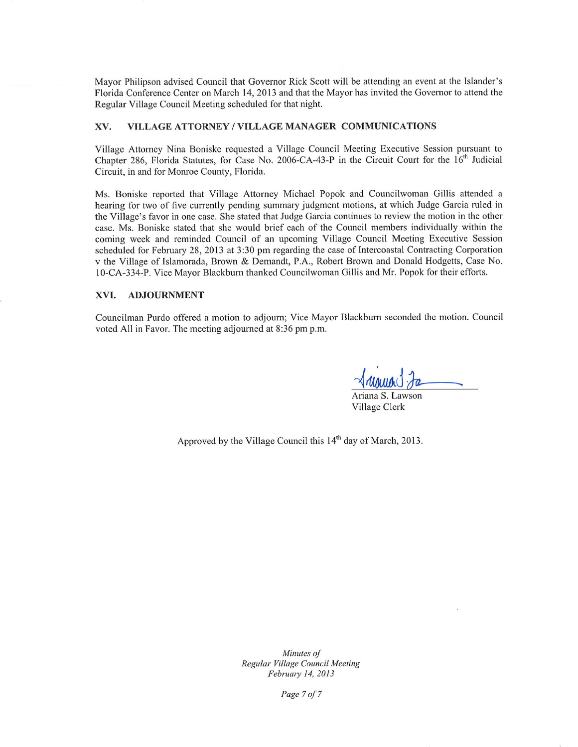Mayor Philipson advised Council that Governor Rick Scott will be attending an event at the Islander's Florida Conference Center on March 14, 2013 and that the Mayor has invited the Governor to attend the Regular Village Council Meeting scheduled for that night.

## XV. VILLAGE ATTORNEY / VILLAGE MANAGER COMMUNICATIONS

Village Attorney Nina Boniske requested a Village Council Meeting Executive Session pursuant to Chapter 286, Florida Statutes, for Case No. 2006-CA-43-P in the Circuit Court for the 16th Judicial Circuit, in and for Monroe County, Florida.

Ms. Boniske reported that Village Attorney Michael Popok and Councilwoman Gillis attended a hearing for two of five currently pending summary judgment motions, at which Judge Garcia ruled in the Village's favor in one case. She stated that Judge Garcia continues to review the motion in the other case. Ms. Boniske stated that she would brief each of the Council members individually within the coming week and reminded Council of an upcoming Village Council Meeting Executive Session scheduled for February 28, 2013 at 3:30 pm regarding the case of Intercoastal Contracting Corporation v the Village of Islamorada, Brown & Demandt, P.A., Robert Brown and Donald Hodgetts, Case No. 10-CA-334-P. Vice Mayor Blackburn thanked Councilwoman Gillis and Mr. Popok for their efforts.

## XVI. ADJOURNMENT

Councilman Purdo offered a motion to adjourn; Vice Mayor Blackburn seconded the motion. Council voted All in Favor. The meeting adjourned at 8:36 pm p.m.

Ariana S. Lawson
Village Clerk

Approved by the Village Council this 14th day of March, 2013.

*Minutes of*
*Regular Village Council Meeting*
*February 14, 2013*